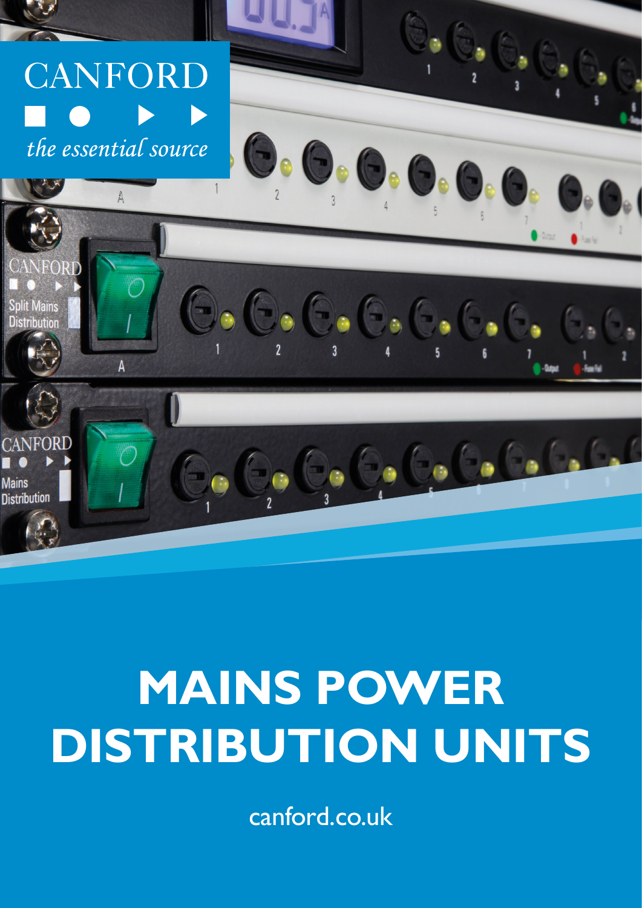CANFORD

*the essential source*

# MAINS POWER DISTRIBUTION UNITS

canford.co.uk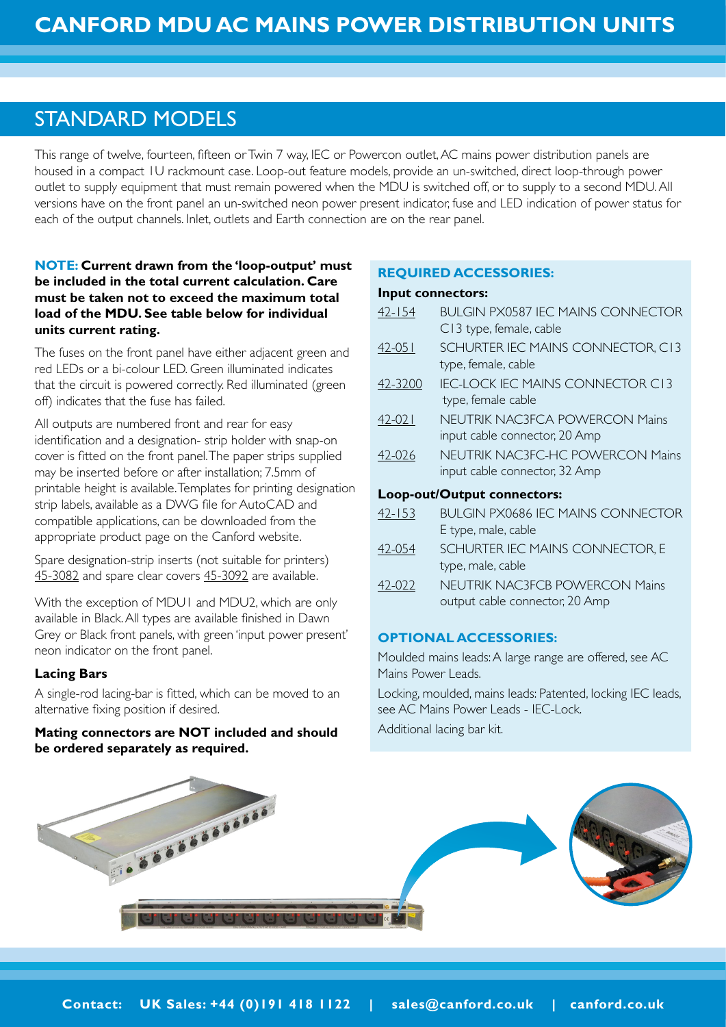# CANFORD MDU AC MAINS POWER DISTRIBUTION UNITS

## STANDARD MODELS

This range of twelve, fourteen, fifteen or Twin 7 way, IEC or Powercon outlet, AC mains power distribution panels are housed in a compact 1U rackmount case. Loop-out feature models, provide an un-switched, direct loop-through power outlet to supply equipment that must remain powered when the MDU is switched off, or to supply to a second MDU. All versions have on the front panel an un-switched neon power present indicator, fuse and LED indication of power status for each of the output channels. Inlet, outlets and Earth connection are on the rear panel.

**NOTE: Current drawn from the 'loop-output' must be included in the total current calculation. Care must be taken not to exceed the maximum total load of the MDU. See table below for individual units current rating.**

The fuses on the front panel have either adjacent green and red LEDs or a bi-colour LED. Green illuminated indicates that the circuit is powered correctly. Red illuminated (green off) indicates that the fuse has failed.

All outputs are numbered front and rear for easy identification and a designation- strip holder with snap-on cover is fitted on the front panel. The paper strips supplied may be inserted before or after installation; 7.5mm of printable height is available. Templates for printing designation strip labels, available as a DWG file for AutoCAD and compatible applications, can be downloaded from the appropriate product page on the Canford website.

Spare designation-strip inserts (not suitable for printers) 45-3082 and spare clear covers 45-3092 are available.

With the exception of MDU1 and MDU2, which are only available in Black. All types are available finished in Dawn Grey or Black front panels, with green 'input power present' neon indicator on the front panel.

### Lacing Bars

A single-rod lacing-bar is fitted, which can be moved to an alternative fixing position if desired.

**Mating connectors are NOT included and should be ordered separately as required.**

### REQUIRED ACCESSORIES:

**Input connectors:**

| | |
|---|---|
| 42-154 | BULGIN PX0587 IEC MAINS CONNECTOR C13 type, female, cable |
| 42-051 | SCHURTER IEC MAINS CONNECTOR, C13 type, female, cable |
| 42-3200 | IEC-LOCK IEC MAINS CONNECTOR C13 type, female cable |
| 42-021 | NEUTRIK NAC3FCA POWERCON Mains input cable connector, 20 Amp |
| 42-026 | NEUTRIK NAC3FC-HC POWERCON Mains input cable connector, 32 Amp |

**Loop-out/Output connectors:**

| | |
|---|---|
| 42-153 | BULGIN PX0686 IEC MAINS CONNECTOR E type, male, cable |
| 42-054 | SCHURTER IEC MAINS CONNECTOR, E type, male, cable |
| 42-022 | NEUTRIK NAC3FCB POWERCON Mains output cable connector, 20 Amp |

### OPTIONAL ACCESSORIES:

Moulded mains leads: A large range are offered, see AC Mains Power Leads.

Locking, moulded, mains leads: Patented, locking IEC leads, see AC Mains Power Leads - IEC-Lock.

Additional lacing bar kit.

**Contact: UK Sales: +44 (0)191 418 1122 | sales@canford.co.uk | canford.co.uk**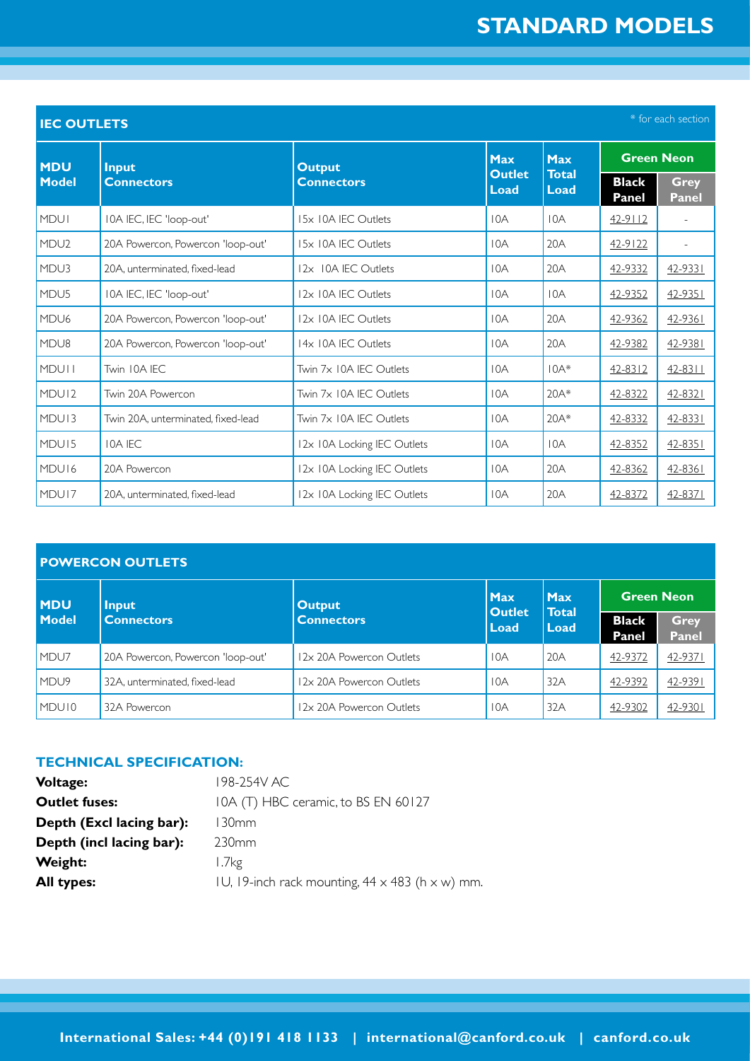# STANDARD MODELS

## IEC OUTLETS

\* for each section

| MDU Model | Input Connectors | Output Connectors | Max Outlet Load | Max Total Load | Green Neon | |
|---|---|---|---|---|---|---|
| | | | | | Black Panel | Grey Panel |
| MDU1 | 10A IEC, IEC 'loop-out' | 15x 10A IEC Outlets | 10A | 10A | 42-9112 | - |
| MDU2 | 20A Powercon, Powercon 'loop-out' | 15x 10A IEC Outlets | 10A | 20A | 42-9122 | - |
| MDU3 | 20A, unterminated, fixed-lead | 12x 10A IEC Outlets | 10A | 20A | 42-9332 | 42-9331 |
| MDU5 | 10A IEC, IEC 'loop-out' | 12x 10A IEC Outlets | 10A | 10A | 42-9352 | 42-9351 |
| MDU6 | 20A Powercon, Powercon 'loop-out' | 12x 10A IEC Outlets | 10A | 20A | 42-9362 | 42-9361 |
| MDU8 | 20A Powercon, Powercon 'loop-out' | 14x 10A IEC Outlets | 10A | 20A | 42-9382 | 42-9381 |
| MDU11 | Twin 10A IEC | Twin 7x 10A IEC Outlets | 10A | 10A* | 42-8312 | 42-8311 |
| MDU12 | Twin 20A Powercon | Twin 7x 10A IEC Outlets | 10A | 20A* | 42-8322 | 42-8321 |
| MDU13 | Twin 20A, unterminated, fixed-lead | Twin 7x 10A IEC Outlets | 10A | 20A* | 42-8332 | 42-8331 |
| MDU15 | 10A IEC | 12x 10A Locking IEC Outlets | 10A | 10A | 42-8352 | 42-8351 |
| MDU16 | 20A Powercon | 12x 10A Locking IEC Outlets | 10A | 20A | 42-8362 | 42-8361 |
| MDU17 | 20A, unterminated, fixed-lead | 12x 10A Locking IEC Outlets | 10A | 20A | 42-8372 | 42-8371 |

## POWERCON OUTLETS

| MDU Model | Input Connectors | Output Connectors | Max Outlet Load | Max Total Load | Green Neon | |
|---|---|---|---|---|---|---|
| | | | | | Black Panel | Grey Panel |
| MDU7 | 20A Powercon, Powercon 'loop-out' | 12x 20A Powercon Outlets | 10A | 20A | 42-9372 | 42-9371 |
| MDU9 | 32A, unterminated, fixed-lead | 12x 20A Powercon Outlets | 10A | 32A | 42-9392 | 42-9391 |
| MDU10 | 32A Powercon | 12x 20A Powercon Outlets | 10A | 32A | 42-9302 | 42-9301 |

## TECHNICAL SPECIFICATION:

**Voltage:** 198-254V AC
**Outlet fuses:** 10A (T) HBC ceramic, to BS EN 60127
**Depth (Excl lacing bar):** 130mm
**Depth (incl lacing bar):** 230mm
**Weight:** 1.7kg
**All types:** 1U, 19-inch rack mounting, 44 x 483 (h x w) mm.

**International Sales: +44 (0)191 418 1133 | international@canford.co.uk | canford.co.uk**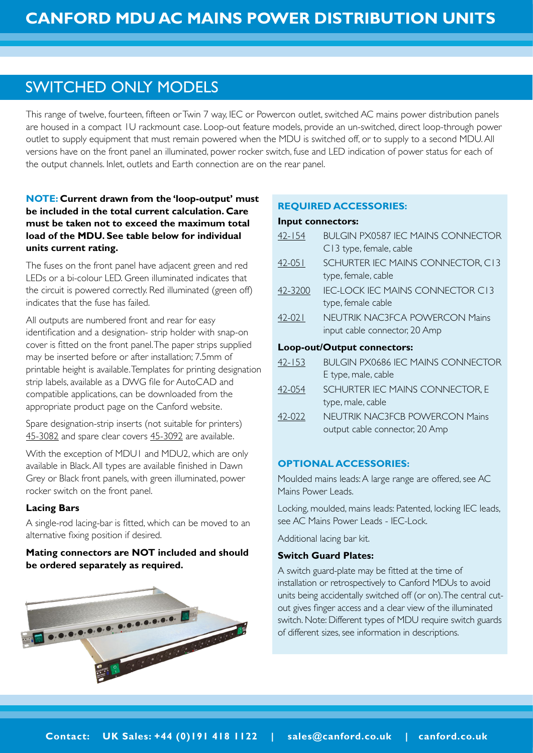# CANFORD MDU AC MAINS POWER DISTRIBUTION UNITS

## SWITCHED ONLY MODELS

This range of twelve, fourteen, fifteen or Twin 7 way, IEC or Powercon outlet, switched AC mains power distribution panels are housed in a compact 1U rackmount case. Loop-out feature models, provide an un-switched, direct loop-through power outlet to supply equipment that must remain powered when the MDU is switched off, or to supply to a second MDU. All versions have on the front panel an illuminated, power rocker switch, fuse and LED indication of power status for each of the output channels. Inlet, outlets and Earth connection are on the rear panel.

**NOTE: Current drawn from the 'loop-output' must be included in the total current calculation. Care must be taken not to exceed the maximum total load of the MDU. See table below for individual units current rating.**

The fuses on the front panel have adjacent green and red LEDs or a bi-colour LED. Green illuminated indicates that the circuit is powered correctly. Red illuminated (green off) indicates that the fuse has failed.

All outputs are numbered front and rear for easy identification and a designation- strip holder with snap-on cover is fitted on the front panel. The paper strips supplied may be inserted before or after installation; 7.5mm of printable height is available. Templates for printing designation strip labels, available as a DWG file for AutoCAD and compatible applications, can be downloaded from the appropriate product page on the Canford website.

Spare designation-strip inserts (not suitable for printers) 45-3082 and spare clear covers 45-3092 are available.

With the exception of MDU1 and MDU2, which are only available in Black. All types are available finished in Dawn Grey or Black front panels, with green illuminated, power rocker switch on the front panel.

**Lacing Bars**

A single-rod lacing-bar is fitted, which can be moved to an alternative fixing position if desired.

**Mating connectors are NOT included and should be ordered separately as required.**

### REQUIRED ACCESSORIES:

**Input connectors:**

- 42-154 BULGIN PX0587 IEC MAINS CONNECTOR C13 type, female, cable
- 42-051 SCHURTER IEC MAINS CONNECTOR, C13 type, female, cable
- 42-3200 IEC-LOCK IEC MAINS CONNECTOR C13 type, female cable
- 42-021 NEUTRIK NAC3FCA POWERCON Mains input cable connector, 20 Amp

**Loop-out/Output connectors:**

- 42-153 BULGIN PX0686 IEC MAINS CONNECTOR E type, male, cable
- 42-054 SCHURTER IEC MAINS CONNECTOR, E type, male, cable
- 42-022 NEUTRIK NAC3FCB POWERCON Mains output cable connector, 20 Amp

### OPTIONAL ACCESSORIES:

Moulded mains leads: A large range are offered, see AC Mains Power Leads.

Locking, moulded, mains leads: Patented, locking IEC leads, see AC Mains Power Leads - IEC-Lock.

Additional lacing bar kit.

**Switch Guard Plates:**

A switch guard-plate may be fitted at the time of installation or retrospectively to Canford MDUs to avoid units being accidentally switched off (or on). The central cut-out gives finger access and a clear view of the illuminated switch. Note: Different types of MDU require switch guards of different sizes, see information in descriptions.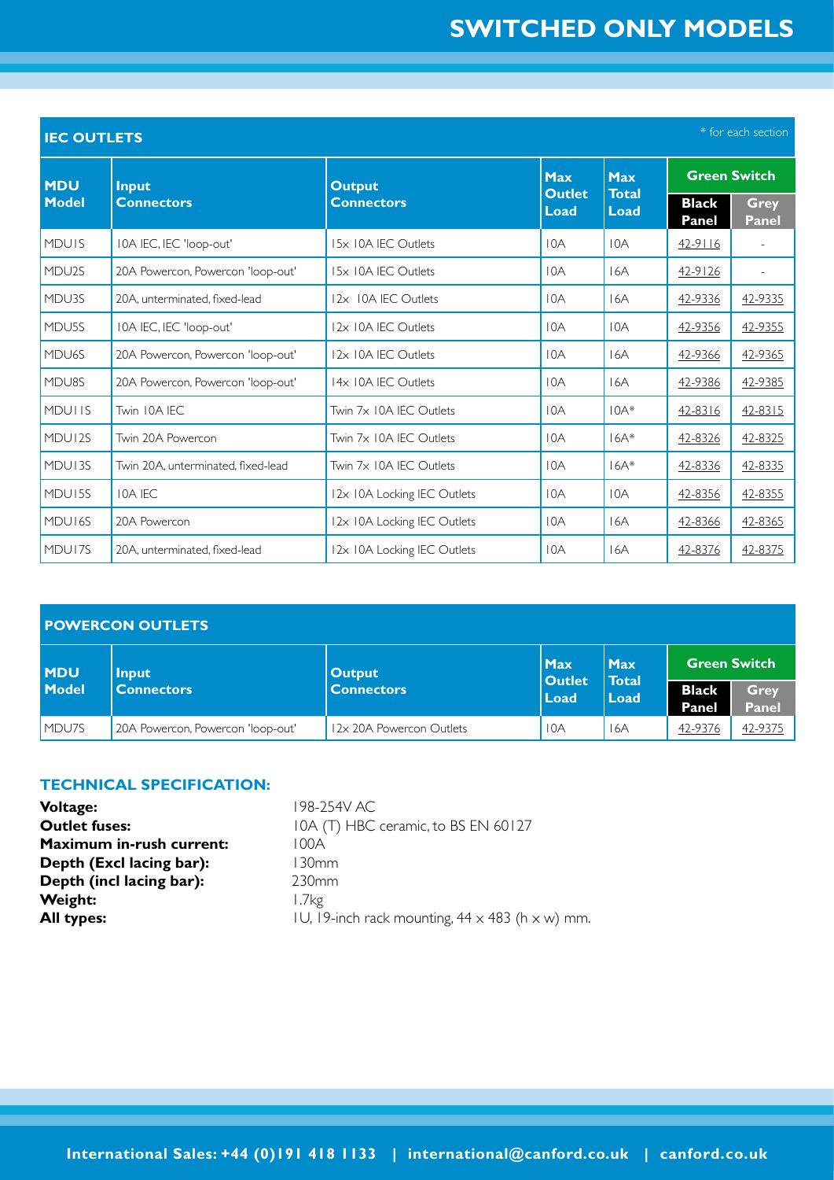# SWITCHED ONLY MODELS

## IEC OUTLETS

\* for each section

| MDU Model | Input Connectors | Output Connectors | Max Outlet Load | Max Total Load | Green Switch | |
|---|---|---|---|---|---|---|
| | | | | | Black Panel | Grey Panel |
| MDU1S | 10A IEC, IEC 'loop-out' | 15x 10A IEC Outlets | 10A | 10A | 42-9116 | - |
| MDU2S | 20A Powercon, Powercon 'loop-out' | 15x 10A IEC Outlets | 10A | 16A | 42-9126 | - |
| MDU3S | 20A, unterminated, fixed-lead | 12x 10A IEC Outlets | 10A | 16A | 42-9336 | 42-9335 |
| MDU5S | 10A IEC, IEC 'loop-out' | 12x 10A IEC Outlets | 10A | 10A | 42-9356 | 42-9355 |
| MDU6S | 20A Powercon, Powercon 'loop-out' | 12x 10A IEC Outlets | 10A | 16A | 42-9366 | 42-9365 |
| MDU8S | 20A Powercon, Powercon 'loop-out' | 14x 10A IEC Outlets | 10A | 16A | 42-9386 | 42-9385 |
| MDU11S | Twin 10A IEC | Twin 7x 10A IEC Outlets | 10A | 10A* | 42-8316 | 42-8315 |
| MDU12S | Twin 20A Powercon | Twin 7x 10A IEC Outlets | 10A | 16A* | 42-8326 | 42-8325 |
| MDU13S | Twin 20A, unterminated, fixed-lead | Twin 7x 10A IEC Outlets | 10A | 16A* | 42-8336 | 42-8335 |
| MDU15S | 10A IEC | 12x 10A Locking IEC Outlets | 10A | 10A | 42-8356 | 42-8355 |
| MDU16S | 20A Powercon | 12x 10A Locking IEC Outlets | 10A | 16A | 42-8366 | 42-8365 |
| MDU17S | 20A, unterminated, fixed-lead | 12x 10A Locking IEC Outlets | 10A | 16A | 42-8376 | 42-8375 |

## POWERCON OUTLETS

| MDU Model | Input Connectors | Output Connectors | Max Outlet Load | Max Total Load | Green Switch | |
|---|---|---|---|---|---|---|
| | | | | | Black Panel | Grey Panel |
| MDU7S | 20A Powercon, Powercon 'loop-out' | 12x 20A Powercon Outlets | 10A | 16A | 42-9376 | 42-9375 |

## TECHNICAL SPECIFICATION:

**Voltage:** 198-254V AC
**Outlet fuses:** 10A (T) HBC ceramic, to BS EN 60127
**Maximum in-rush current:** 100A
**Depth (Excl lacing bar):** 130mm
**Depth (incl lacing bar):** 230mm
**Weight:** 1.7kg
**All types:** 1U, 19-inch rack mounting, 44 x 483 (h x w) mm.

**International Sales: +44 (0)191 418 1133 | international@canford.co.uk | canford.co.uk**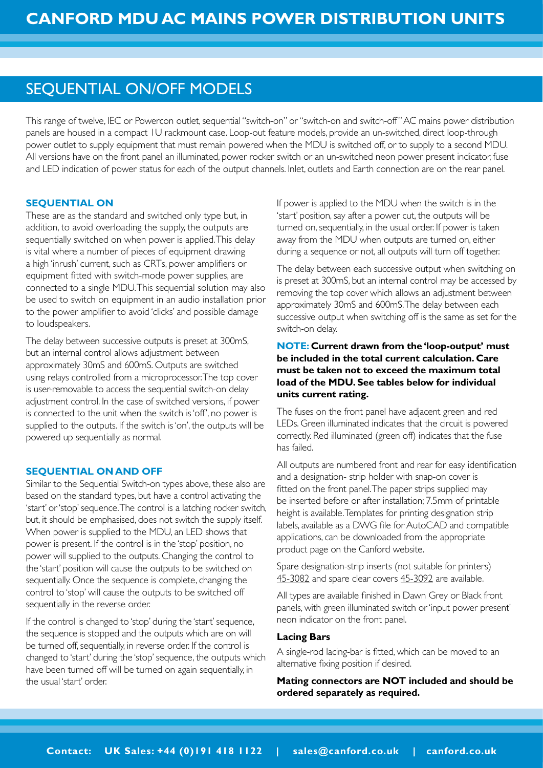# CANFORD MDU AC MAINS POWER DISTRIBUTION UNITS

## SEQUENTIAL ON/OFF MODELS

This range of twelve, IEC or Powercon outlet, sequential "switch-on" or "switch-on and switch-off" AC mains power distribution panels are housed in a compact 1U rackmount case. Loop-out feature models, provide an un-switched, direct loop-through power outlet to supply equipment that must remain powered when the MDU is switched off, or to supply to a second MDU. All versions have on the front panel an illuminated, power rocker switch or an un-switched neon power present indicator, fuse and LED indication of power status for each of the output channels. Inlet, outlets and Earth connection are on the rear panel.

### SEQUENTIAL ON

These are as the standard and switched only type but, in addition, to avoid overloading the supply, the outputs are sequentially switched on when power is applied. This delay is vital where a number of pieces of equipment drawing a high 'inrush' current, such as CRTs, power amplifiers or equipment fitted with switch-mode power supplies, are connected to a single MDU. This sequential solution may also be used to switch on equipment in an audio installation prior to the power amplifier to avoid 'clicks' and possible damage to loudspeakers.

The delay between successive outputs is preset at 300mS, but an internal control allows adjustment between approximately 30mS and 600mS. Outputs are switched using relays controlled from a microprocessor. The top cover is user-removable to access the sequential switch-on delay adjustment control. In the case of switched versions, if power is connected to the unit when the switch is 'off', no power is supplied to the outputs. If the switch is 'on', the outputs will be powered up sequentially as normal.

### SEQUENTIAL ON AND OFF

Similar to the Sequential Switch-on types above, these also are based on the standard types, but have a control activating the 'start' or 'stop' sequence. The control is a latching rocker switch, but, it should be emphasised, does not switch the supply itself. When power is supplied to the MDU, an LED shows that power is present. If the control is in the 'stop' position, no power will supplied to the outputs. Changing the control to the 'start' position will cause the outputs to be switched on sequentially. Once the sequence is complete, changing the control to 'stop' will cause the outputs to be switched off sequentially in the reverse order.

If the control is changed to 'stop' during the 'start' sequence, the sequence is stopped and the outputs which are on will be turned off, sequentially, in reverse order. If the control is changed to 'start' during the 'stop' sequence, the outputs which have been turned off will be turned on again sequentially, in the usual 'start' order.

If power is applied to the MDU when the switch is in the 'start' position, say after a power cut, the outputs will be turned on, sequentially, in the usual order. If power is taken away from the MDU when outputs are turned on, either during a sequence or not, all outputs will turn off together.

The delay between each successive output when switching on is preset at 300mS, but an internal control may be accessed by removing the top cover which allows an adjustment between approximately 30mS and 600mS. The delay between each successive output when switching off is the same as set for the switch-on delay.

**NOTE: Current drawn from the 'loop-output' must be included in the total current calculation. Care must be taken not to exceed the maximum total load of the MDU. See tables below for individual units current rating.**

The fuses on the front panel have adjacent green and red LEDs. Green illuminated indicates that the circuit is powered correctly. Red illuminated (green off) indicates that the fuse has failed.

All outputs are numbered front and rear for easy identification and a designation- strip holder with snap-on cover is fitted on the front panel. The paper strips supplied may be inserted before or after installation; 7.5mm of printable height is available. Templates for printing designation strip labels, available as a DWG file for AutoCAD and compatible applications, can be downloaded from the appropriate product page on the Canford website.

Spare designation-strip inserts (not suitable for printers) 45-3082 and spare clear covers 45-3092 are available.

All types are available finished in Dawn Grey or Black front panels, with green illuminated switch or 'input power present' neon indicator on the front panel.

### Lacing Bars

A single-rod lacing-bar is fitted, which can be moved to an alternative fixing position if desired.

**Mating connectors are NOT included and should be ordered separately as required.**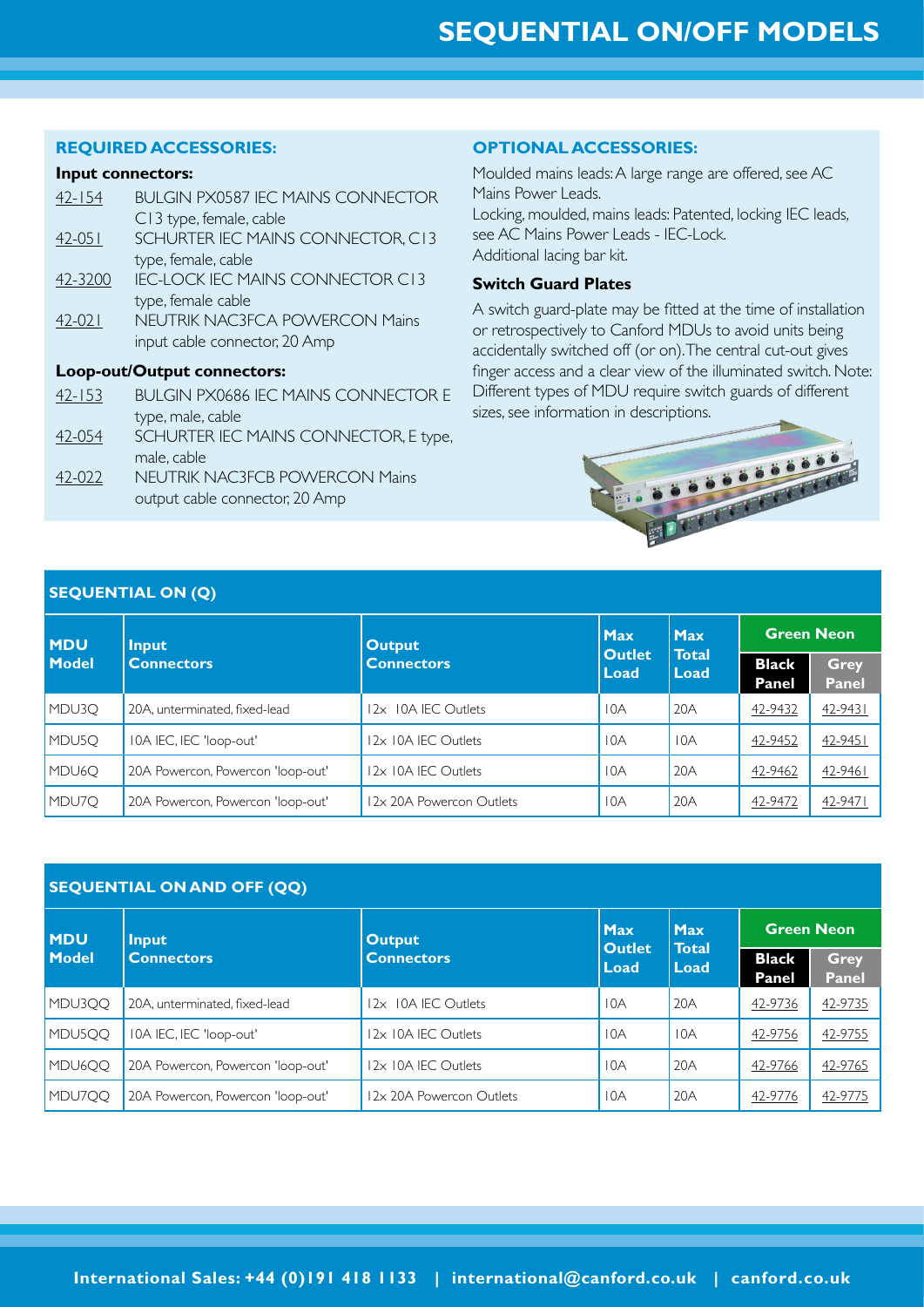# SEQUENTIAL ON/OFF MODELS

## REQUIRED ACCESSORIES:

**Input connectors:**

- 42-154 BULGIN PX0587 IEC MAINS CONNECTOR C13 type, female, cable
- 42-051 SCHURTER IEC MAINS CONNECTOR, C13 type, female, cable
- 42-3200 IEC-LOCK IEC MAINS CONNECTOR C13 type, female cable
- 42-021 NEUTRIK NAC3FCA POWERCON Mains input cable connector, 20 Amp

**Loop-out/Output connectors:**

- 42-153 BULGIN PX0686 IEC MAINS CONNECTOR E type, male, cable
- 42-054 SCHURTER IEC MAINS CONNECTOR, E type, male, cable
- 42-022 NEUTRIK NAC3FCB POWERCON Mains output cable connector, 20 Amp

## OPTIONAL ACCESSORIES:

Moulded mains leads: A large range are offered, see AC Mains Power Leads.
Locking, moulded, mains leads: Patented, locking IEC leads, see AC Mains Power Leads - IEC-Lock.
Additional lacing bar kit.

**Switch Guard Plates**

A switch guard-plate may be fitted at the time of installation or retrospectively to Canford MDUs to avoid units being accidentally switched off (or on). The central cut-out gives finger access and a clear view of the illuminated switch. Note: Different types of MDU require switch guards of different sizes, see information in descriptions.

## SEQUENTIAL ON (Q)

| MDU Model | Input Connectors | Output Connectors | Max Outlet Load | Max Total Load | Green Neon | |
|---|---|---|---|---|---|---|
| | | | | | Black Panel | Grey Panel |
| MDU3Q | 20A, unterminated, fixed-lead | 12x 10A IEC Outlets | 10A | 20A | 42-9432 | 42-9431 |
| MDU5Q | 10A IEC, IEC 'loop-out' | 12x 10A IEC Outlets | 10A | 10A | 42-9452 | 42-9451 |
| MDU6Q | 20A Powercon, Powercon 'loop-out' | 12x 10A IEC Outlets | 10A | 20A | 42-9462 | 42-9461 |
| MDU7Q | 20A Powercon, Powercon 'loop-out' | 12x 20A Powercon Outlets | 10A | 20A | 42-9472 | 42-9471 |

## SEQUENTIAL ON AND OFF (QQ)

| MDU Model | Input Connectors | Output Connectors | Max Outlet Load | Max Total Load | Green Neon | |
|---|---|---|---|---|---|---|
| | | | | | Black Panel | Grey Panel |
| MDU3QQ | 20A, unterminated, fixed-lead | 12x 10A IEC Outlets | 10A | 20A | 42-9736 | 42-9735 |
| MDU5QQ | 10A IEC, IEC 'loop-out' | 12x 10A IEC Outlets | 10A | 10A | 42-9756 | 42-9755 |
| MDU6QQ | 20A Powercon, Powercon 'loop-out' | 12x 10A IEC Outlets | 10A | 20A | 42-9766 | 42-9765 |
| MDU7QQ | 20A Powercon, Powercon 'loop-out' | 12x 20A Powercon Outlets | 10A | 20A | 42-9776 | 42-9775 |

International Sales: +44 (0)191 418 1133 | international@canford.co.uk | canford.co.uk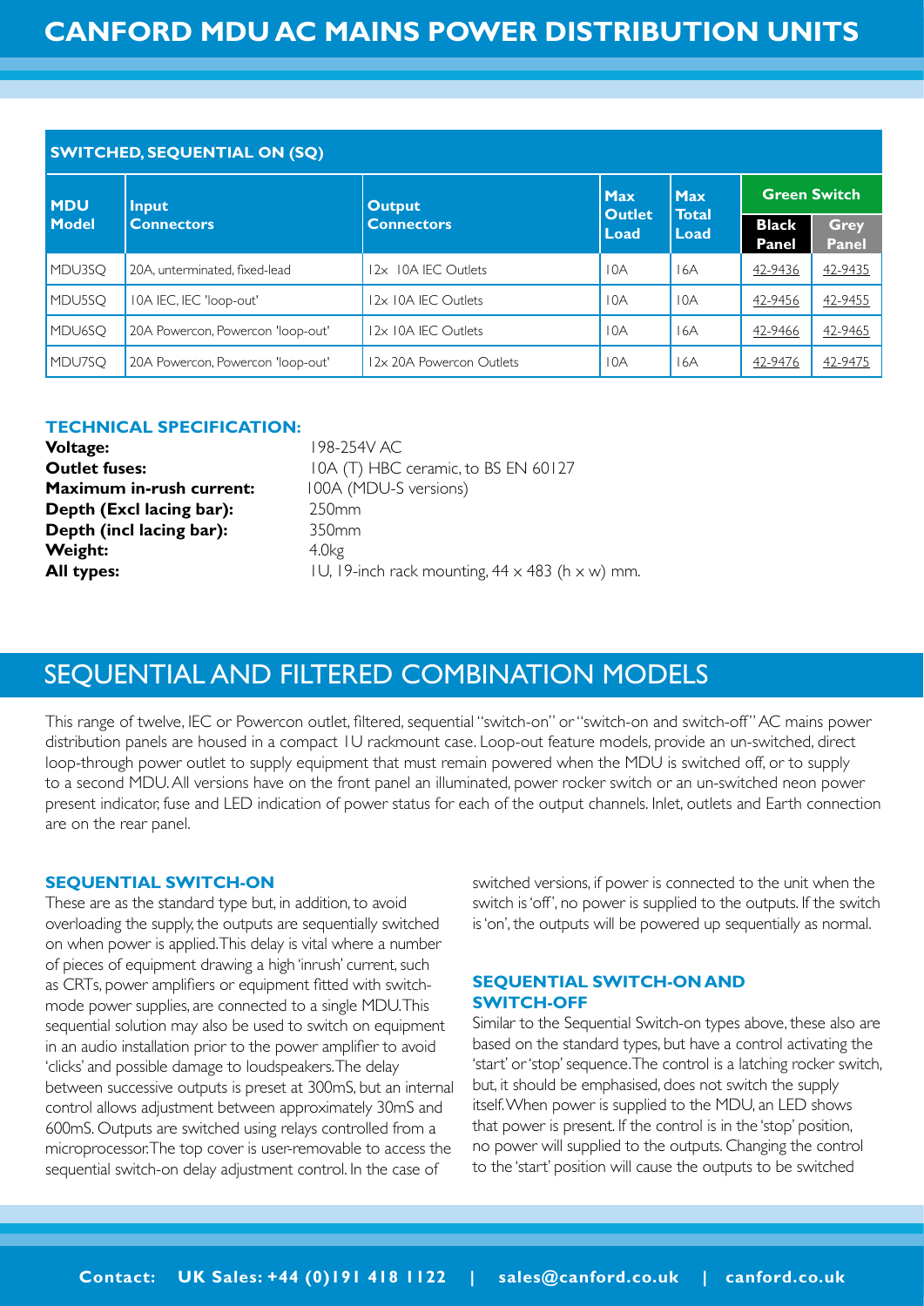# CANFORD MDU AC MAINS POWER DISTRIBUTION UNITS

## SWITCHED, SEQUENTIAL ON (SQ)

| MDU Model | Input Connectors | Output Connectors | Max Outlet Load | Max Total Load | Green Switch | |
|---|---|---|---|---|---|---|
| | | | | | Black Panel | Grey Panel |
| MDU3SQ | 20A, unterminated, fixed-lead | 12x 10A IEC Outlets | 10A | 16A | 42-9436 | 42-9435 |
| MDU5SQ | 10A IEC, IEC 'loop-out' | 12x 10A IEC Outlets | 10A | 10A | 42-9456 | 42-9455 |
| MDU6SQ | 20A Powercon, Powercon 'loop-out' | 12x 10A IEC Outlets | 10A | 16A | 42-9466 | 42-9465 |
| MDU7SQ | 20A Powercon, Powercon 'loop-out' | 12x 20A Powercon Outlets | 10A | 16A | 42-9476 | 42-9475 |

### TECHNICAL SPECIFICATION:

**Voltage:** 198-254V AC
**Outlet fuses:** 10A (T) HBC ceramic, to BS EN 60127
**Maximum in-rush current:** 100A (MDU-S versions)
**Depth (Excl lacing bar):** 250mm
**Depth (incl lacing bar):** 350mm
**Weight:** 4.0kg
**All types:** 1U, 19-inch rack mounting, 44 x 483 (h x w) mm.

## SEQUENTIAL AND FILTERED COMBINATION MODELS

This range of twelve, IEC or Powercon outlet, filtered, sequential "switch-on" or "switch-on and switch-off" AC mains power distribution panels are housed in a compact 1U rackmount case. Loop-out feature models, provide an un-switched, direct loop-through power outlet to supply equipment that must remain powered when the MDU is switched off, or to supply to a second MDU. All versions have on the front panel an illuminated, power rocker switch or an un-switched neon power present indicator, fuse and LED indication of power status for each of the output channels. Inlet, outlets and Earth connection are on the rear panel.

### SEQUENTIAL SWITCH-ON

These are as the standard type but, in addition, to avoid overloading the supply, the outputs are sequentially switched on when power is applied. This delay is vital where a number of pieces of equipment drawing a high 'inrush' current, such as CRTs, power amplifiers or equipment fitted with switch-mode power supplies, are connected to a single MDU. This sequential solution may also be used to switch on equipment in an audio installation prior to the power amplifier to avoid 'clicks' and possible damage to loudspeakers. The delay between successive outputs is preset at 300mS, but an internal control allows adjustment between approximately 30mS and 600mS. Outputs are switched using relays controlled from a microprocessor. The top cover is user-removable to access the sequential switch-on delay adjustment control. In the case of switched versions, if power is connected to the unit when the switch is 'off', no power is supplied to the outputs. If the switch is 'on', the outputs will be powered up sequentially as normal.

### SEQUENTIAL SWITCH-ON AND SWITCH-OFF

Similar to the Sequential Switch-on types above, these also are based on the standard types, but have a control activating the 'start' or 'stop' sequence. The control is a latching rocker switch, but, it should be emphasised, does not switch the supply itself. When power is supplied to the MDU, an LED shows that power is present. If the control is in the 'stop' position, no power will supplied to the outputs. Changing the control to the 'start' position will cause the outputs to be switched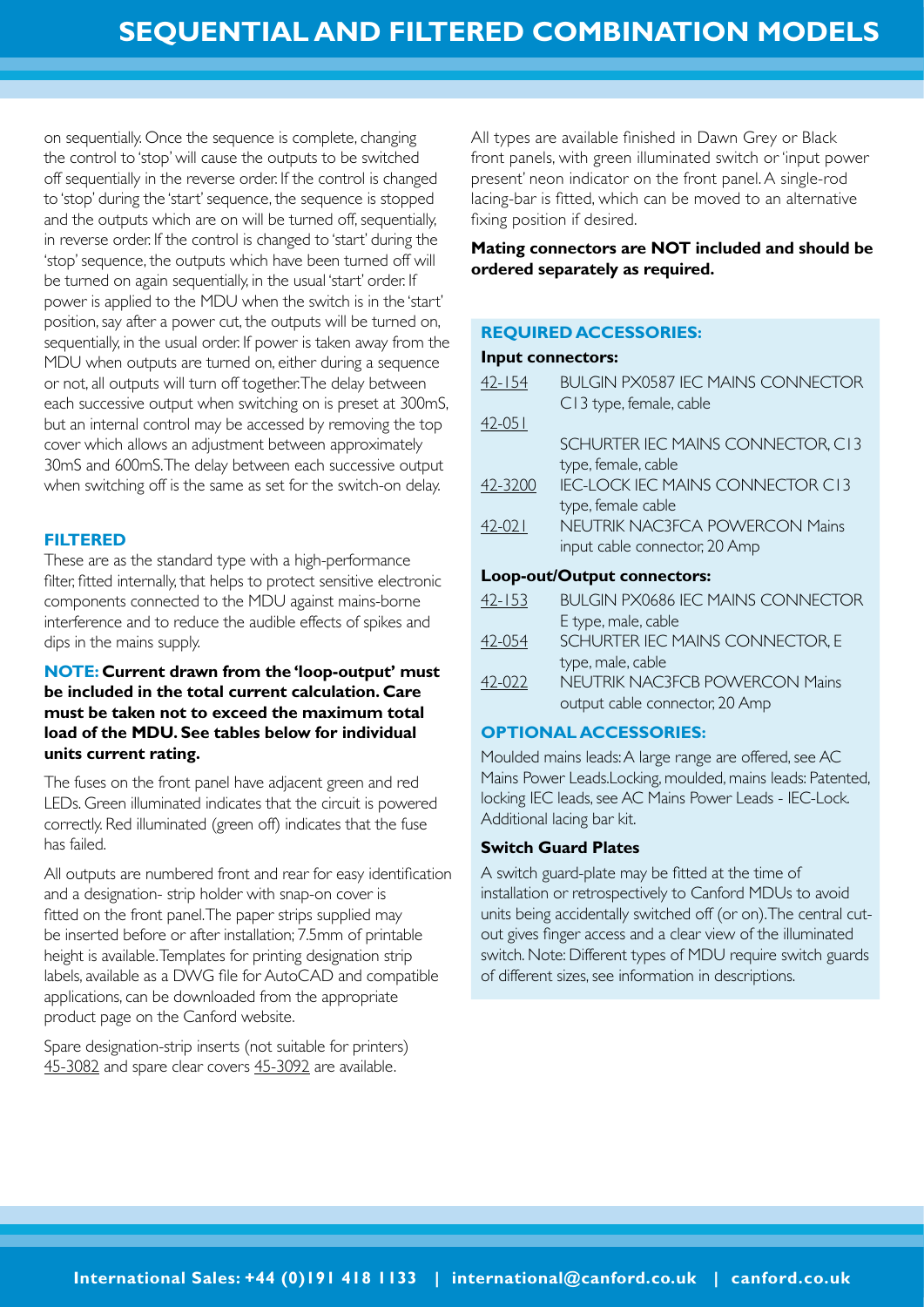# SEQUENTIAL AND FILTERED COMBINATION MODELS

on sequentially. Once the sequence is complete, changing the control to 'stop' will cause the outputs to be switched off sequentially in the reverse order. If the control is changed to 'stop' during the 'start' sequence, the sequence is stopped and the outputs which are on will be turned off, sequentially, in reverse order. If the control is changed to 'start' during the 'stop' sequence, the outputs which have been turned off will be turned on again sequentially, in the usual 'start' order. If power is applied to the MDU when the switch is in the 'start' position, say after a power cut, the outputs will be turned on, sequentially, in the usual order. If power is taken away from the MDU when outputs are turned on, either during a sequence or not, all outputs will turn off together. The delay between each successive output when switching on is preset at 300mS, but an internal control may be accessed by removing the top cover which allows an adjustment between approximately 30mS and 600mS. The delay between each successive output when switching off is the same as set for the switch-on delay.

### FILTERED

These are as the standard type with a high-performance filter, fitted internally, that helps to protect sensitive electronic components connected to the MDU against mains-borne interference and to reduce the audible effects of spikes and dips in the mains supply.

**NOTE: Current drawn from the 'loop-output' must be included in the total current calculation. Care must be taken not to exceed the maximum total load of the MDU. See tables below for individual units current rating.**

The fuses on the front panel have adjacent green and red LEDs. Green illuminated indicates that the circuit is powered correctly. Red illuminated (green off) indicates that the fuse has failed.

All outputs are numbered front and rear for easy identification and a designation- strip holder with snap-on cover is fitted on the front panel. The paper strips supplied may be inserted before or after installation; 7.5mm of printable height is available. Templates for printing designation strip labels, available as a DWG file for AutoCAD and compatible applications, can be downloaded from the appropriate product page on the Canford website.

Spare designation-strip inserts (not suitable for printers) 45-3082 and spare clear covers 45-3092 are available.

All types are available finished in Dawn Grey or Black front panels, with green illuminated switch or 'input power present' neon indicator on the front panel. A single-rod lacing-bar is fitted, which can be moved to an alternative fixing position if desired.

**Mating connectors are NOT included and should be ordered separately as required.**

### REQUIRED ACCESSORIES:

**Input connectors:**

| | |
|---|---|
| 42-154 | BULGIN PX0587 IEC MAINS CONNECTOR C13 type, female, cable |
| 42-051 | SCHURTER IEC MAINS CONNECTOR, C13 type, female, cable |
| 42-3200 | IEC-LOCK IEC MAINS CONNECTOR C13 type, female cable |
| 42-021 | NEUTRIK NAC3FCA POWERCON Mains input cable connector, 20 Amp |

**Loop-out/Output connectors:**

| | |
|---|---|
| 42-153 | BULGIN PX0686 IEC MAINS CONNECTOR E type, male, cable |
| 42-054 | SCHURTER IEC MAINS CONNECTOR, E type, male, cable |
| 42-022 | NEUTRIK NAC3FCB POWERCON Mains output cable connector, 20 Amp |

### OPTIONAL ACCESSORIES:

Moulded mains leads: A large range are offered, see AC Mains Power Leads. Locking, moulded, mains leads: Patented, locking IEC leads, see AC Mains Power Leads - IEC-Lock. Additional lacing bar kit.

**Switch Guard Plates**

A switch guard-plate may be fitted at the time of installation or retrospectively to Canford MDUs to avoid units being accidentally switched off (or on). The central cut-out gives finger access and a clear view of the illuminated switch. Note: Different types of MDU require switch guards of different sizes, see information in descriptions.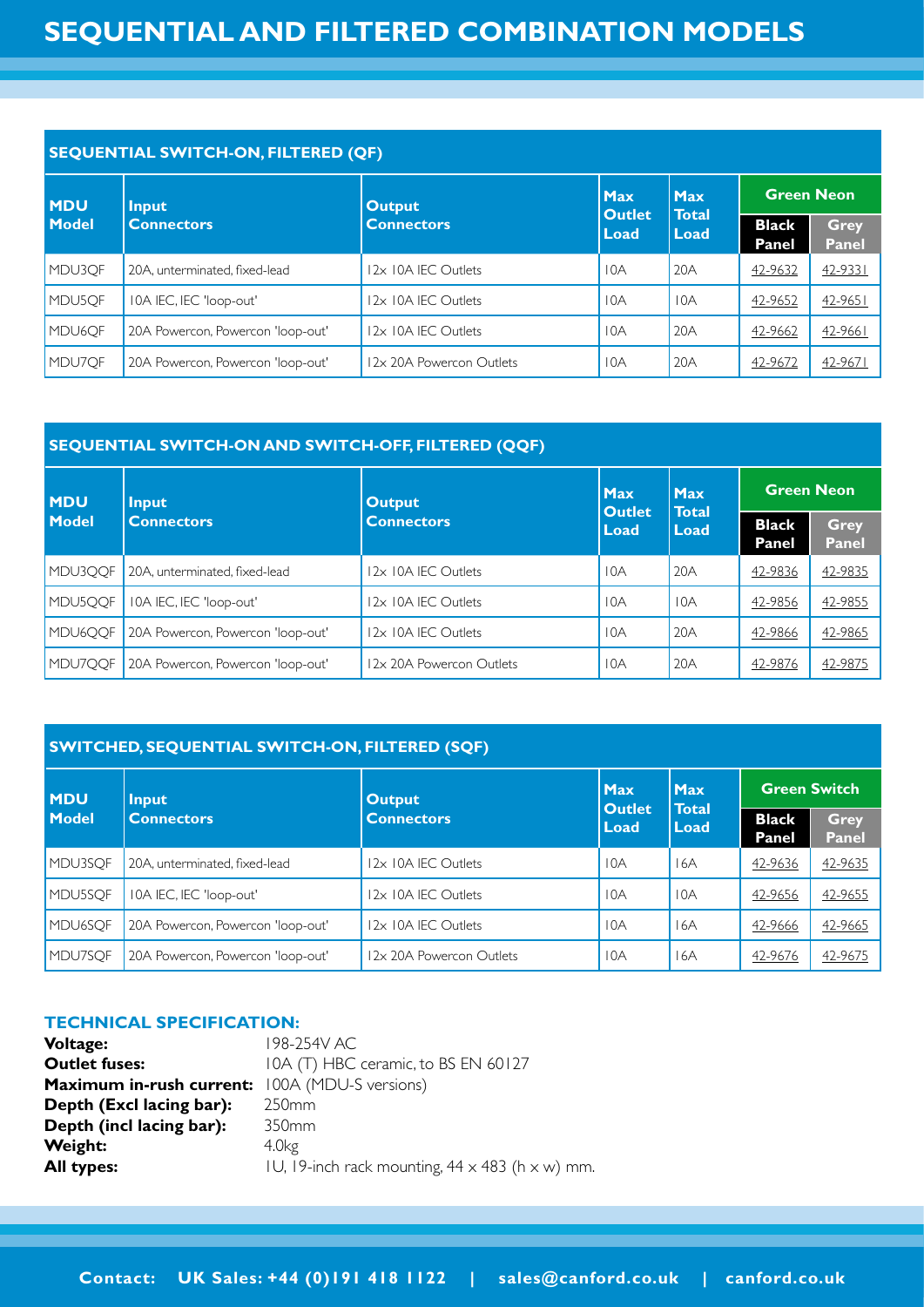# SEQUENTIAL AND FILTERED COMBINATION MODELS

## SEQUENTIAL SWITCH-ON, FILTERED (QF)

| MDU Model | Input Connectors | Output Connectors | Max Outlet Load | Max Total Load | Green Neon | |
|---|---|---|---|---|---|---|
| | | | | | Black Panel | Grey Panel |
| MDU3QF | 20A, unterminated, fixed-lead | 12x 10A IEC Outlets | 10A | 20A | 42-9632 | 42-9331 |
| MDU5QF | 10A IEC, IEC 'loop-out' | 12x 10A IEC Outlets | 10A | 10A | 42-9652 | 42-9651 |
| MDU6QF | 20A Powercon, Powercon 'loop-out' | 12x 10A IEC Outlets | 10A | 20A | 42-9662 | 42-9661 |
| MDU7QF | 20A Powercon, Powercon 'loop-out' | 12x 20A Powercon Outlets | 10A | 20A | 42-9672 | 42-9671 |

## SEQUENTIAL SWITCH-ON AND SWITCH-OFF, FILTERED (QQF)

| MDU Model | Input Connectors | Output Connectors | Max Outlet Load | Max Total Load | Green Neon | |
|---|---|---|---|---|---|---|
| | | | | | Black Panel | Grey Panel |
| MDU3QQF | 20A, unterminated, fixed-lead | 12x 10A IEC Outlets | 10A | 20A | 42-9836 | 42-9835 |
| MDU5QQF | 10A IEC, IEC 'loop-out' | 12x 10A IEC Outlets | 10A | 10A | 42-9856 | 42-9855 |
| MDU6QQF | 20A Powercon, Powercon 'loop-out' | 12x 10A IEC Outlets | 10A | 20A | 42-9866 | 42-9865 |
| MDU7QQF | 20A Powercon, Powercon 'loop-out' | 12x 20A Powercon Outlets | 10A | 20A | 42-9876 | 42-9875 |

## SWITCHED, SEQUENTIAL SWITCH-ON, FILTERED (SQF)

| MDU Model | Input Connectors | Output Connectors | Max Outlet Load | Max Total Load | Green Switch | |
|---|---|---|---|---|---|---|
| | | | | | Black Panel | Grey Panel |
| MDU3SQF | 20A, unterminated, fixed-lead | 12x 10A IEC Outlets | 10A | 16A | 42-9636 | 42-9635 |
| MDU5SQF | 10A IEC, IEC 'loop-out' | 12x 10A IEC Outlets | 10A | 10A | 42-9656 | 42-9655 |
| MDU6SQF | 20A Powercon, Powercon 'loop-out' | 12x 10A IEC Outlets | 10A | 16A | 42-9666 | 42-9665 |
| MDU7SQF | 20A Powercon, Powercon 'loop-out' | 12x 20A Powercon Outlets | 10A | 16A | 42-9676 | 42-9675 |

## TECHNICAL SPECIFICATION:

**Voltage:** 198-254V AC
**Outlet fuses:** 10A (T) HBC ceramic, to BS EN 60127
**Maximum in-rush current:** 100A (MDU-S versions)
**Depth (Excl lacing bar):** 250mm
**Depth (incl lacing bar):** 350mm
**Weight:** 4.0kg
**All types:** 1U, 19-inch rack mounting, 44 x 483 (h x w) mm.

**Contact: UK Sales: +44 (0)191 418 1122 | sales@canford.co.uk | canford.co.uk**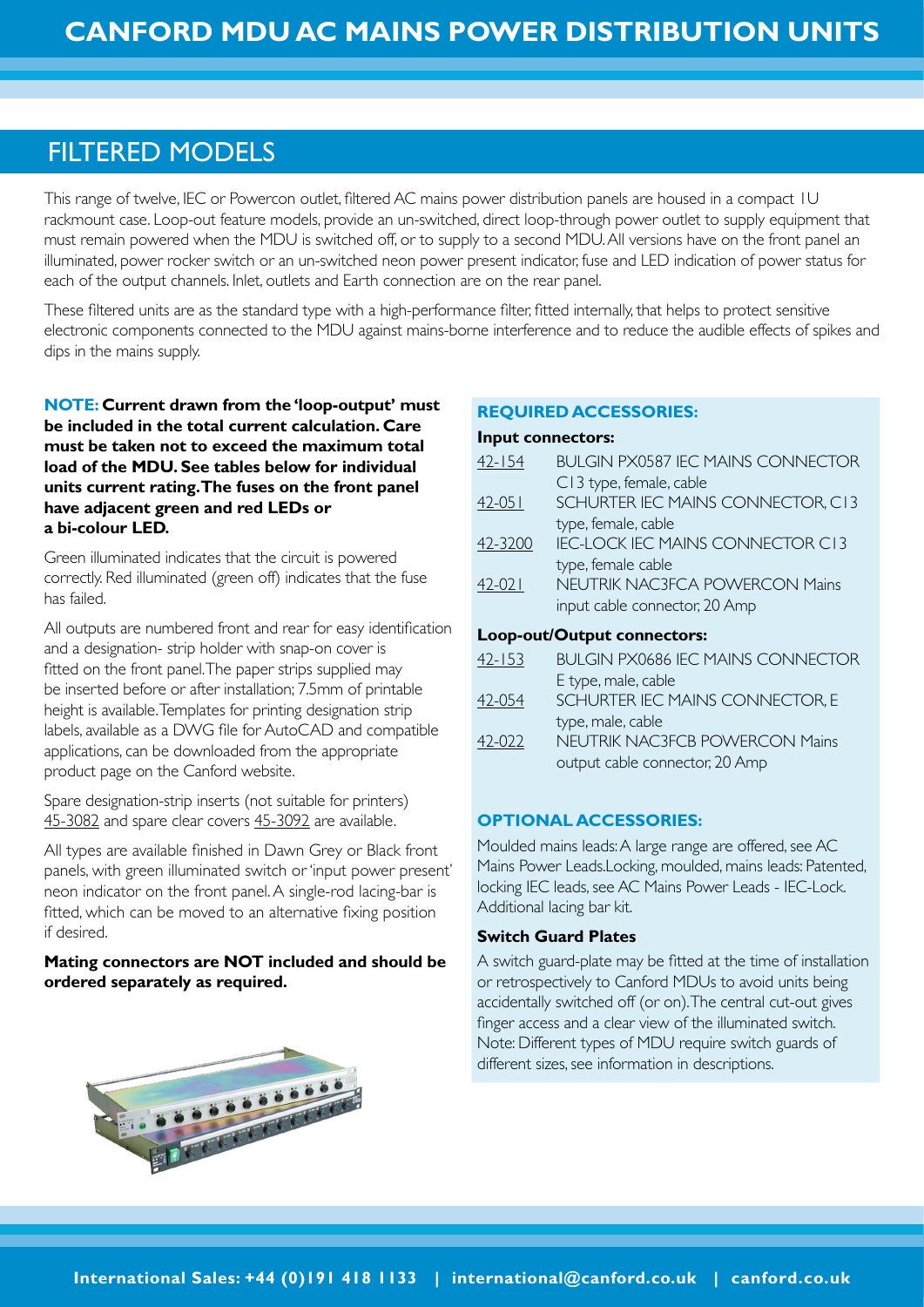# CANFORD MDU AC MAINS POWER DISTRIBUTION UNITS

## FILTERED MODELS

This range of twelve, IEC or Powercon outlet, filtered AC mains power distribution panels are housed in a compact 1U rackmount case. Loop-out feature models, provide an un-switched, direct loop-through power outlet to supply equipment that must remain powered when the MDU is switched off, or to supply to a second MDU. All versions have on the front panel an illuminated, power rocker switch or an un-switched neon power present indicator, fuse and LED indication of power status for each of the output channels. Inlet, outlets and Earth connection are on the rear panel.

These filtered units are as the standard type with a high-performance filter, fitted internally, that helps to protect sensitive electronic components connected to the MDU against mains-borne interference and to reduce the audible effects of spikes and dips in the mains supply.

**NOTE: Current drawn from the 'loop-output' must be included in the total current calculation. Care must be taken not to exceed the maximum total load of the MDU. See tables below for individual units current rating. The fuses on the front panel have adjacent green and red LEDs or a bi-colour LED.**

Green illuminated indicates that the circuit is powered correctly. Red illuminated (green off) indicates that the fuse has failed.

All outputs are numbered front and rear for easy identification and a designation- strip holder with snap-on cover is fitted on the front panel. The paper strips supplied may be inserted before or after installation; 7.5mm of printable height is available. Templates for printing designation strip labels, available as a DWG file for AutoCAD and compatible applications, can be downloaded from the appropriate product page on the Canford website.

Spare designation-strip inserts (not suitable for printers) 45-3082 and spare clear covers 45-3092 are available.

All types are available finished in Dawn Grey or Black front panels, with green illuminated switch or 'input power present' neon indicator on the front panel. A single-rod lacing-bar is fitted, which can be moved to an alternative fixing position if desired.

**Mating connectors are NOT included and should be ordered separately as required.**

### REQUIRED ACCESSORIES:

**Input connectors:**

| | |
|---|---|
| 42-154 | BULGIN PX0587 IEC MAINS CONNECTOR C13 type, female, cable |
| 42-051 | SCHURTER IEC MAINS CONNECTOR, C13 type, female, cable |
| 42-3200 | IEC-LOCK IEC MAINS CONNECTOR C13 type, female cable |
| 42-021 | NEUTRIK NAC3FCA POWERCON Mains input cable connector, 20 Amp |

**Loop-out/Output connectors:**

| | |
|---|---|
| 42-153 | BULGIN PX0686 IEC MAINS CONNECTOR E type, male, cable |
| 42-054 | SCHURTER IEC MAINS CONNECTOR, E type, male, cable |
| 42-022 | NEUTRIK NAC3FCB POWERCON Mains output cable connector, 20 Amp |

### OPTIONAL ACCESSORIES:

Moulded mains leads: A large range are offered, see AC Mains Power Leads. Locking, moulded, mains leads: Patented, locking IEC leads, see AC Mains Power Leads - IEC-Lock. Additional lacing bar kit.

**Switch Guard Plates**

A switch guard-plate may be fitted at the time of installation or retrospectively to Canford MDUs to avoid units being accidentally switched off (or on). The central cut-out gives finger access and a clear view of the illuminated switch. Note: Different types of MDU require switch guards of different sizes, see information in descriptions.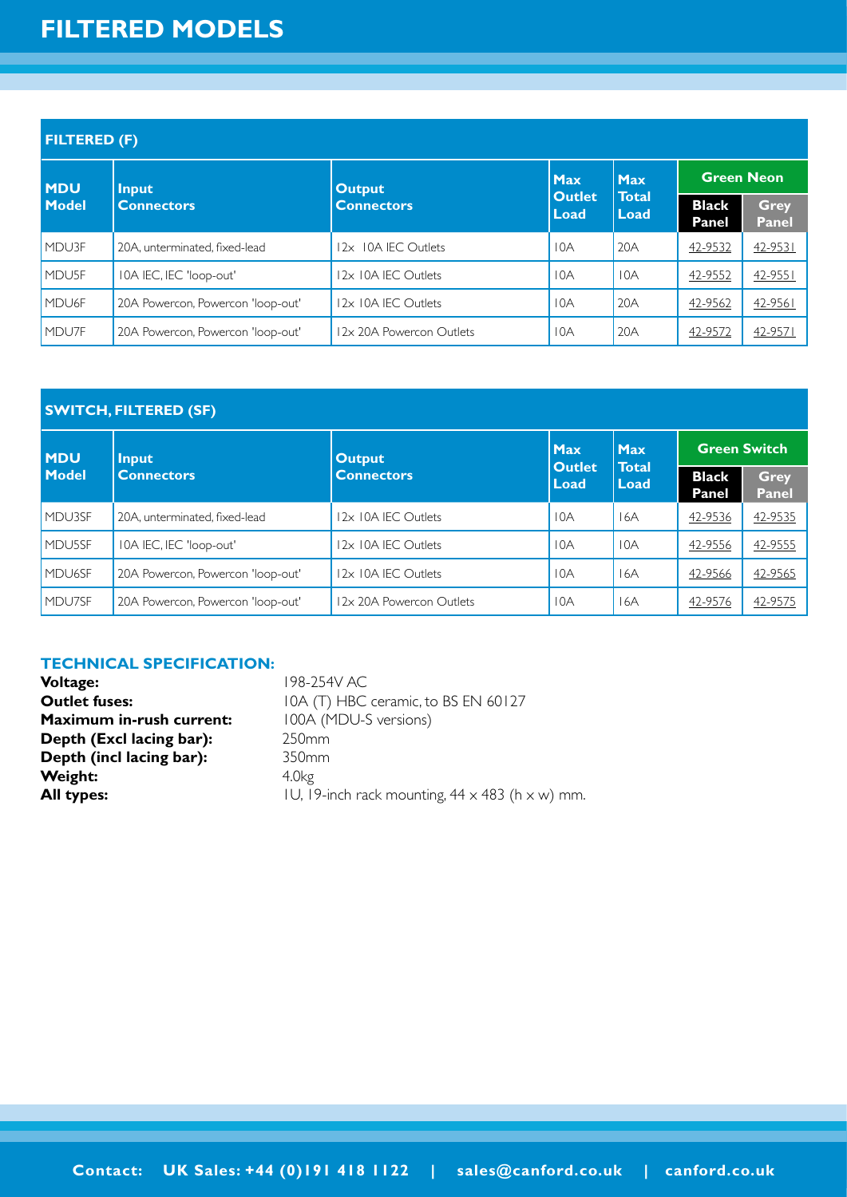# FILTERED MODELS

| FILTERED (F) | | | | | | |
|---|---|---|---|---|---|---|
| **MDU Model** | **Input Connectors** | **Output Connectors** | **Max Outlet Load** | **Max Total Load** | **Green Neon** | |
| | | | | | **Black Panel** | **Grey Panel** |
| MDU3F | 20A, unterminated, fixed-lead | 12x 10A IEC Outlets | 10A | 20A | 42-9532 | 42-9531 |
| MDU5F | 10A IEC, IEC 'loop-out' | 12x 10A IEC Outlets | 10A | 10A | 42-9552 | 42-9551 |
| MDU6F | 20A Powercon, Powercon 'loop-out' | 12x 10A IEC Outlets | 10A | 20A | 42-9562 | 42-9561 |
| MDU7F | 20A Powercon, Powercon 'loop-out' | 12x 20A Powercon Outlets | 10A | 20A | 42-9572 | 42-9571 |

| SWITCH, FILTERED (SF) | | | | | | |
|---|---|---|---|---|---|---|
| **MDU Model** | **Input Connectors** | **Output Connectors** | **Max Outlet Load** | **Max Total Load** | **Green Switch** | |
| | | | | | **Black Panel** | **Grey Panel** |
| MDU3SF | 20A, unterminated, fixed-lead | 12x 10A IEC Outlets | 10A | 16A | 42-9536 | 42-9535 |
| MDU5SF | 10A IEC, IEC 'loop-out' | 12x 10A IEC Outlets | 10A | 10A | 42-9556 | 42-9555 |
| MDU6SF | 20A Powercon, Powercon 'loop-out' | 12x 10A IEC Outlets | 10A | 16A | 42-9566 | 42-9565 |
| MDU7SF | 20A Powercon, Powercon 'loop-out' | 12x 20A Powercon Outlets | 10A | 16A | 42-9576 | 42-9575 |

### TECHNICAL SPECIFICATION:

**Voltage:** 198-254V AC
**Outlet fuses:** 10A (T) HBC ceramic, to BS EN 60127
**Maximum in-rush current:** 100A (MDU-S versions)
**Depth (Excl lacing bar):** 250mm
**Depth (incl lacing bar):** 350mm
**Weight:** 4.0kg
**All types:** 1U, 19-inch rack mounting, 44 x 483 (h x w) mm.

**Contact:** UK Sales: +44 (0)191 418 1122 | sales@canford.co.uk | canford.co.uk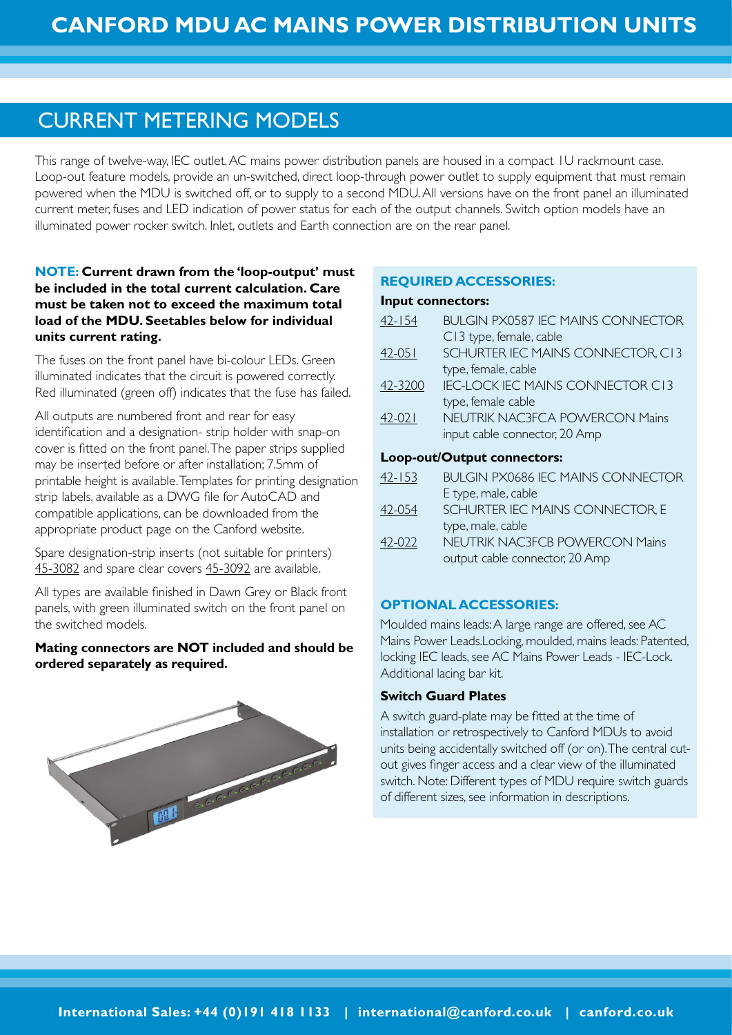# CANFORD MDU AC MAINS POWER DISTRIBUTION UNITS

## CURRENT METERING MODELS

This range of twelve-way, IEC outlet, AC mains power distribution panels are housed in a compact 1U rackmount case. Loop-out feature models, provide an un-switched, direct loop-through power outlet to supply equipment that must remain powered when the MDU is switched off, or to supply to a second MDU. All versions have on the front panel an illuminated current meter, fuses and LED indication of power status for each of the output channels. Switch option models have an illuminated power rocker switch. Inlet, outlets and Earth connection are on the rear panel.

**NOTE: Current drawn from the 'loop-output' must be included in the total current calculation. Care must be taken not to exceed the maximum total load of the MDU. Seetables below for individual units current rating.**

The fuses on the front panel have bi-colour LEDs. Green illuminated indicates that the circuit is powered correctly. Red illuminated (green off) indicates that the fuse has failed.

All outputs are numbered front and rear for easy identification and a designation- strip holder with snap-on cover is fitted on the front panel. The paper strips supplied may be inserted before or after installation; 7.5mm of printable height is available. Templates for printing designation strip labels, available as a DWG file for AutoCAD and compatible applications, can be downloaded from the appropriate product page on the Canford website.

Spare designation-strip inserts (not suitable for printers) 45-3082 and spare clear covers 45-3092 are available.

All types are available finished in Dawn Grey or Black front panels, with green illuminated switch on the front panel on the switched models.

**Mating connectors are NOT included and should be ordered separately as required.**

### REQUIRED ACCESSORIES:

**Input connectors:**

| | |
|---|---|
| 42-154 | BULGIN PX0587 IEC MAINS CONNECTOR C13 type, female, cable |
| 42-051 | SCHURTER IEC MAINS CONNECTOR, C13 type, female, cable |
| 42-3200 | IEC-LOCK IEC MAINS CONNECTOR C13 type, female cable |
| 42-021 | NEUTRIK NAC3FCA POWERCON Mains input cable connector, 20 Amp |

**Loop-out/Output connectors:**

| | |
|---|---|
| 42-153 | BULGIN PX0686 IEC MAINS CONNECTOR E type, male, cable |
| 42-054 | SCHURTER IEC MAINS CONNECTOR, E type, male, cable |
| 42-022 | NEUTRIK NAC3FCB POWERCON Mains output cable connector, 20 Amp |

### OPTIONAL ACCESSORIES:

Moulded mains leads: A large range are offered, see AC Mains Power Leads.Locking, moulded, mains leads: Patented, locking IEC leads, see AC Mains Power Leads - IEC-Lock. Additional lacing bar kit.

**Switch Guard Plates**

A switch guard-plate may be fitted at the time of installation or retrospectively to Canford MDUs to avoid units being accidentally switched off (or on). The central cut-out gives finger access and a clear view of the illuminated switch. Note: Different types of MDU require switch guards of different sizes, see information in descriptions.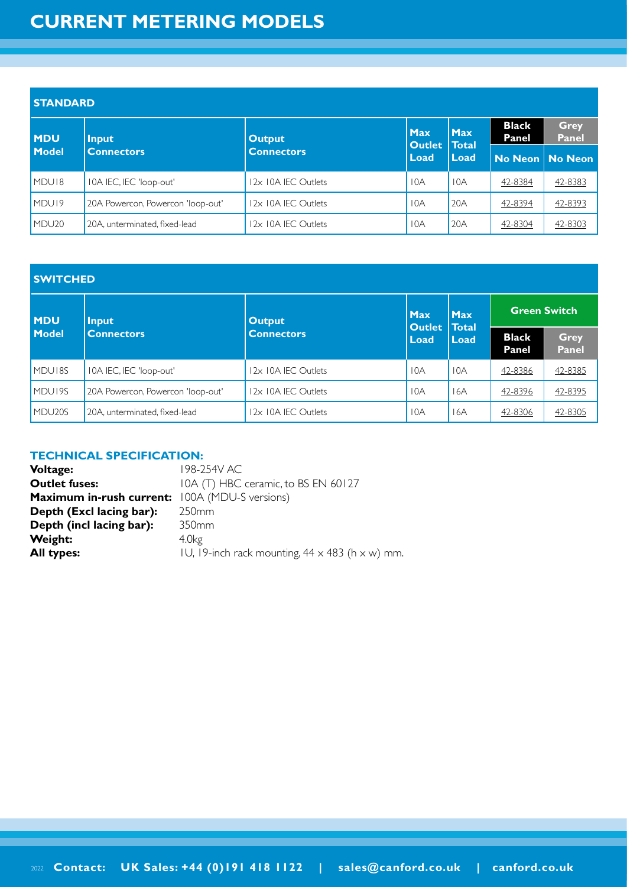# CURRENT METERING MODELS

## STANDARD

| MDU Model | Input Connectors | Output Connectors | Max Outlet Load | Max Total Load | Black Panel | Grey Panel |
|---|---|---|---|---|---|---|
| | | | | | No Neon | No Neon |
| MDU18 | 10A IEC, IEC 'loop-out' | 12x 10A IEC Outlets | 10A | 10A | 42-8384 | 42-8383 |
| MDU19 | 20A Powercon, Powercon 'loop-out' | 12x 10A IEC Outlets | 10A | 20A | 42-8394 | 42-8393 |
| MDU20 | 20A, unterminated, fixed-lead | 12x 10A IEC Outlets | 10A | 20A | 42-8304 | 42-8303 |

## SWITCHED

| MDU Model | Input Connectors | Output Connectors | Max Outlet Load | Max Total Load | Green Switch | |
|---|---|---|---|---|---|---|
| | | | | | Black Panel | Grey Panel |
| MDU18S | 10A IEC, IEC 'loop-out' | 12x 10A IEC Outlets | 10A | 10A | 42-8386 | 42-8385 |
| MDU19S | 20A Powercon, Powercon 'loop-out' | 12x 10A IEC Outlets | 10A | 16A | 42-8396 | 42-8395 |
| MDU20S | 20A, unterminated, fixed-lead | 12x 10A IEC Outlets | 10A | 16A | 42-8306 | 42-8305 |

## TECHNICAL SPECIFICATION:

**Voltage:** 198-254V AC
**Outlet fuses:** 10A (T) HBC ceramic, to BS EN 60127
**Maximum in-rush current:** 100A (MDU-S versions)
**Depth (Excl lacing bar):** 250mm
**Depth (incl lacing bar):** 350mm
**Weight:** 4.0kg
**All types:** 1U, 19-inch rack mounting, 44 x 483 (h x w) mm.

2022 **Contact: UK Sales: +44 (0)191 418 1122 | sales@canford.co.uk | canford.co.uk**